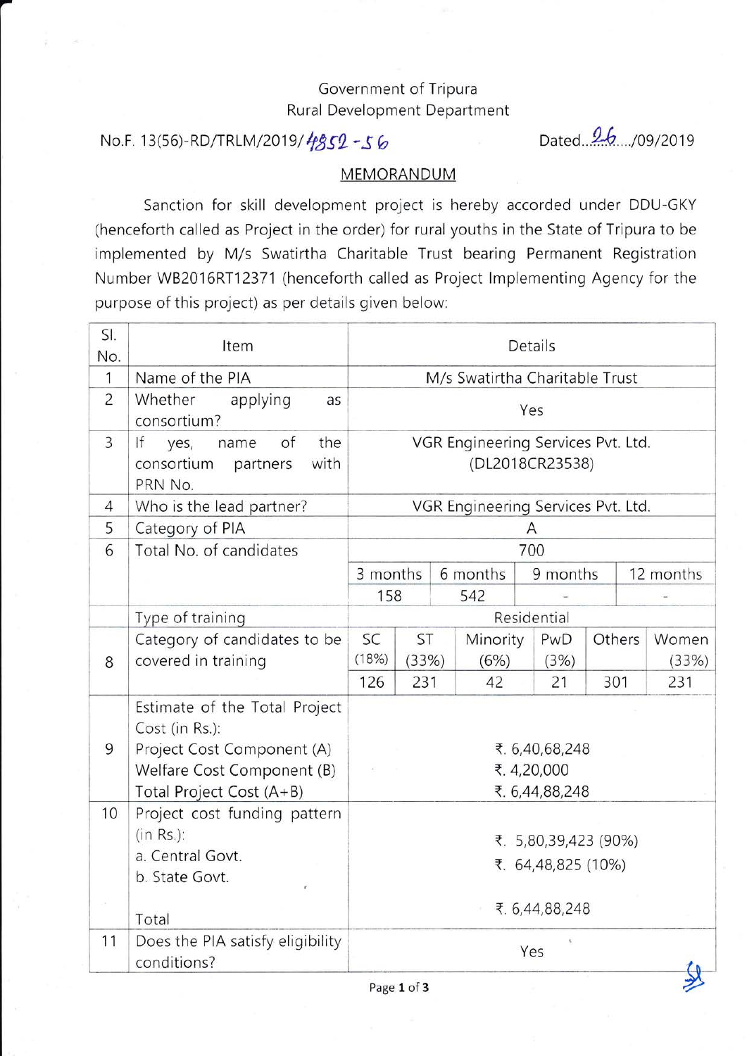Government of Tripura
Rural Development Department

No.F. 13(56)-RD/TRLM/2019/4852-56 Dated..26..../09/2019

## MEMORANDUM

Sanction for skill development project is hereby accorded under DDU-GKY (henceforth called as Project in the order) for rural youths in the State of Tripura to be implemented by M/s Swatirtha Charitable Trust bearing Permanent Registration Number WB2016RT12371 (henceforth called as Project Implementing Agency for the purpose of this project) as per details given below:

| Sl. No. | Item | Details | | | | | |
|---|---|---|---|---|---|---|---|
| 1 | Name of the PIA | M/s Swatirtha Charitable Trust | | | | | |
| 2 | Whether applying as consortium? | Yes | | | | | |
| 3 | If yes, name of the consortium partners with PRN No. | VGR Engineering Services Pvt. Ltd. (DL2018CR23538) | | | | | |
| 4 | Who is the lead partner? | VGR Engineering Services Pvt. Ltd. | | | | | |
| 5 | Category of PIA | A | | | | | |
| 6 | Total No. of candidates | 700 | | | | | |
| | | 3 months | | 6 months | | 9 months | 12 months |
| | | 158 | | 542 | | - | - |
| | Type of training | Residential | | | | | |
| 8 | Category of candidates to be covered in training | SC (18%) | ST (33%) | Minority (6%) | PwD (3%) | Others | Women (33%) |
| | | 126 | 231 | 42 | 21 | 301 | 231 |
| 9 | Estimate of the Total Project Cost (in Rs.):<br>Project Cost Component (A)<br>Welfare Cost Component (B)<br>Total Project Cost (A+B) | ₹. 6,40,68,248<br>₹. 4,20,000<br>₹. 6,44,88,248 | | | | | |
| 10 | Project cost funding pattern (in Rs.):<br>a. Central Govt.<br>b. State Govt.<br>Total | ₹. 5,80,39,423 (90%)<br>₹. 64,48,825 (10%)<br>₹. 6,44,88,248 | | | | | |
| 11 | Does the PIA satisfy eligibility conditions? | Yes | | | | | |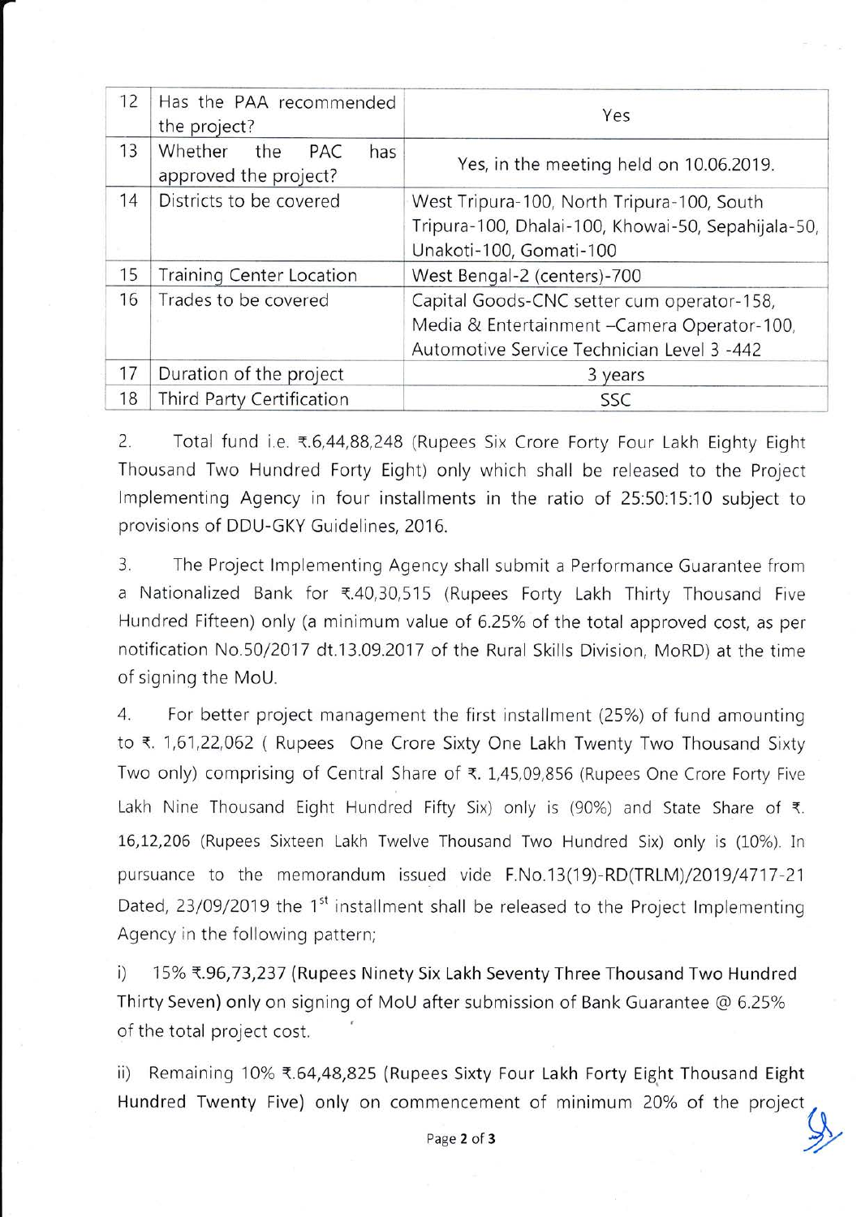| 12 | Has the PAA recommended the project? | Yes |
|---|---|---|
| 13 | Whether the PAC has approved the project? | Yes, in the meeting held on 10.06.2019. |
| 14 | Districts to be covered | West Tripura-100, North Tripura-100, South Tripura-100, Dhalai-100, Khowai-50, Sepahijala-50, Unakoti-100, Gomati-100 |
| 15 | Training Center Location | West Bengal-2 (centers)-700 |
| 16 | Trades to be covered | Capital Goods-CNC setter cum operator-158, Media & Entertainment –Camera Operator-100, Automotive Service Technician Level 3 -442 |
| 17 | Duration of the project | 3 years |
| 18 | Third Party Certification | SSC |

2. Total fund i.e. ₹.6,44,88,248 (Rupees Six Crore Forty Four Lakh Eighty Eight Thousand Two Hundred Forty Eight) only which shall be released to the Project Implementing Agency in four installments in the ratio of 25:50:15:10 subject to provisions of DDU-GKY Guidelines, 2016.

3. The Project Implementing Agency shall submit a Performance Guarantee from a Nationalized Bank for ₹.40,30,515 (Rupees Forty Lakh Thirty Thousand Five Hundred Fifteen) only (a minimum value of 6.25% of the total approved cost, as per notification No.50/2017 dt.13.09.2017 of the Rural Skills Division, MoRD) at the time of signing the MoU.

4. For better project management the first installment (25%) of fund amounting to ₹. 1,61,22,062 ( Rupees One Crore Sixty One Lakh Twenty Two Thousand Sixty Two only) comprising of Central Share of ₹. 1,45,09,856 (Rupees One Crore Forty Five Lakh Nine Thousand Eight Hundred Fifty Six) only is (90%) and State Share of ₹. 16,12,206 (Rupees Sixteen Lakh Twelve Thousand Two Hundred Six) only is (10%). In pursuance to the memorandum issued vide F.No.13(19)-RD(TRLM)/2019/4717-21 Dated, 23/09/2019 the 1st installment shall be released to the Project Implementing Agency in the following pattern;

i) 15% ₹.96,73,237 (Rupees Ninety Six Lakh Seventy Three Thousand Two Hundred Thirty Seven) only on signing of MoU after submission of Bank Guarantee @ 6.25% of the total project cost.

ii) Remaining 10% ₹.64,48,825 (Rupees Sixty Four Lakh Forty Eight Thousand Eight Hundred Twenty Five) only on commencement of minimum 20% of the project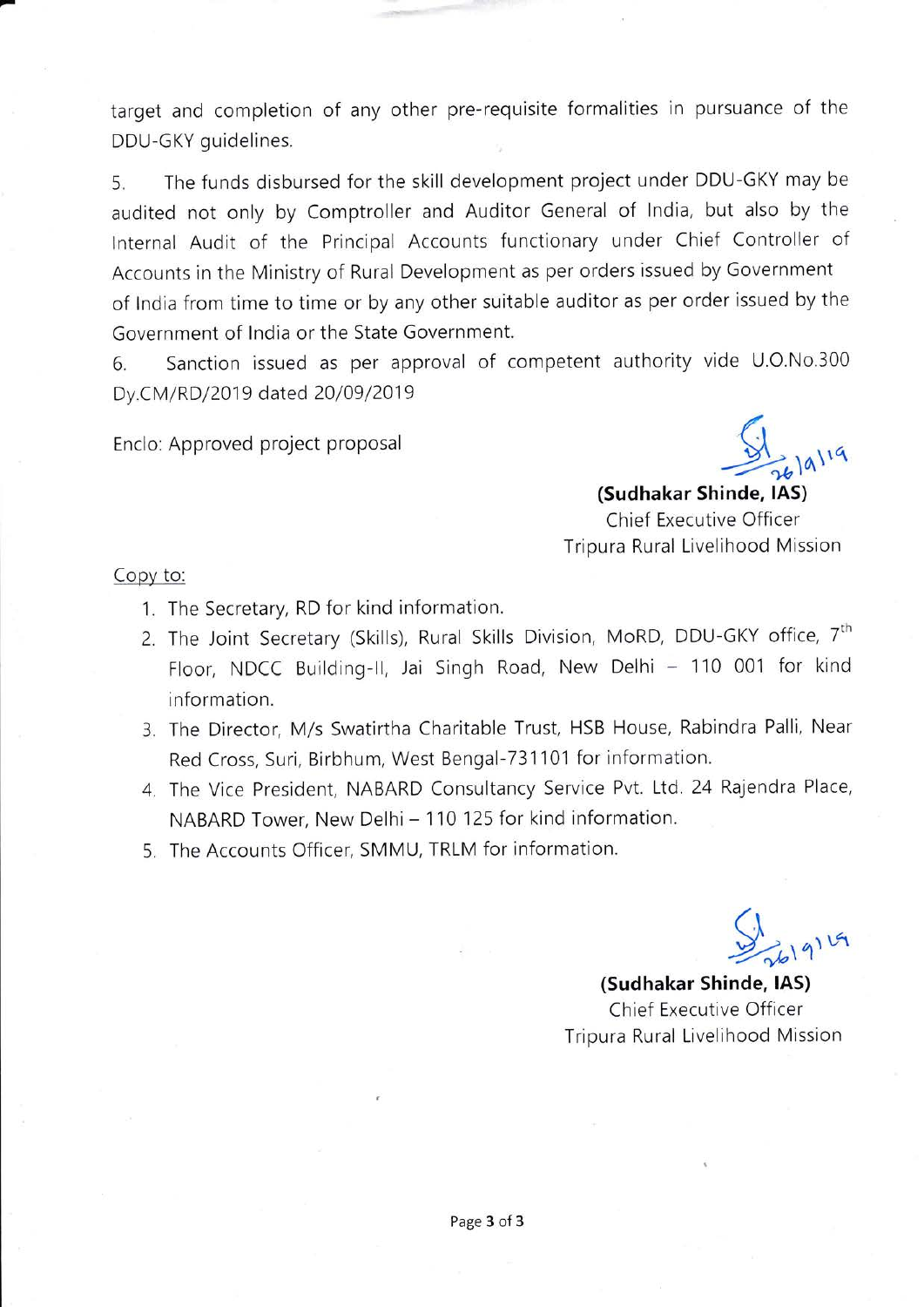target and completion of any other pre-requisite formalities in pursuance of the DDU-GKY guidelines.

5. The funds disbursed for the skill development project under DDU-GKY may be audited not only by Comptroller and Auditor General of India, but also by the Internal Audit of the Principal Accounts functionary under Chief Controller of Accounts in the Ministry of Rural Development as per orders issued by Government of India from time to time or by any other suitable auditor as per order issued by the Government of India or the State Government.

6. Sanction issued as per approval of competent authority vide U.O.No.300 Dy.CM/RD/2019 dated 20/09/2019

Enclo: Approved project proposal

26/9/19

**(Sudhakar Shinde, IAS)**
Chief Executive Officer
Tripura Rural Livelihood Mission

Copy to:

1. The Secretary, RD for kind information.
2. The Joint Secretary (Skills), Rural Skills Division, MoRD, DDU-GKY office, 7th Floor, NDCC Building-II, Jai Singh Road, New Delhi – 110 001 for kind information.
3. The Director, M/s Swatirtha Charitable Trust, HSB House, Rabindra Palli, Near Red Cross, Suri, Birbhum, West Bengal-731101 for information.
4. The Vice President, NABARD Consultancy Service Pvt. Ltd. 24 Rajendra Place, NABARD Tower, New Delhi – 110 125 for kind information.
5. The Accounts Officer, SMMU, TRLM for information.

26/9/19

**(Sudhakar Shinde, IAS)**
Chief Executive Officer
Tripura Rural Livelihood Mission